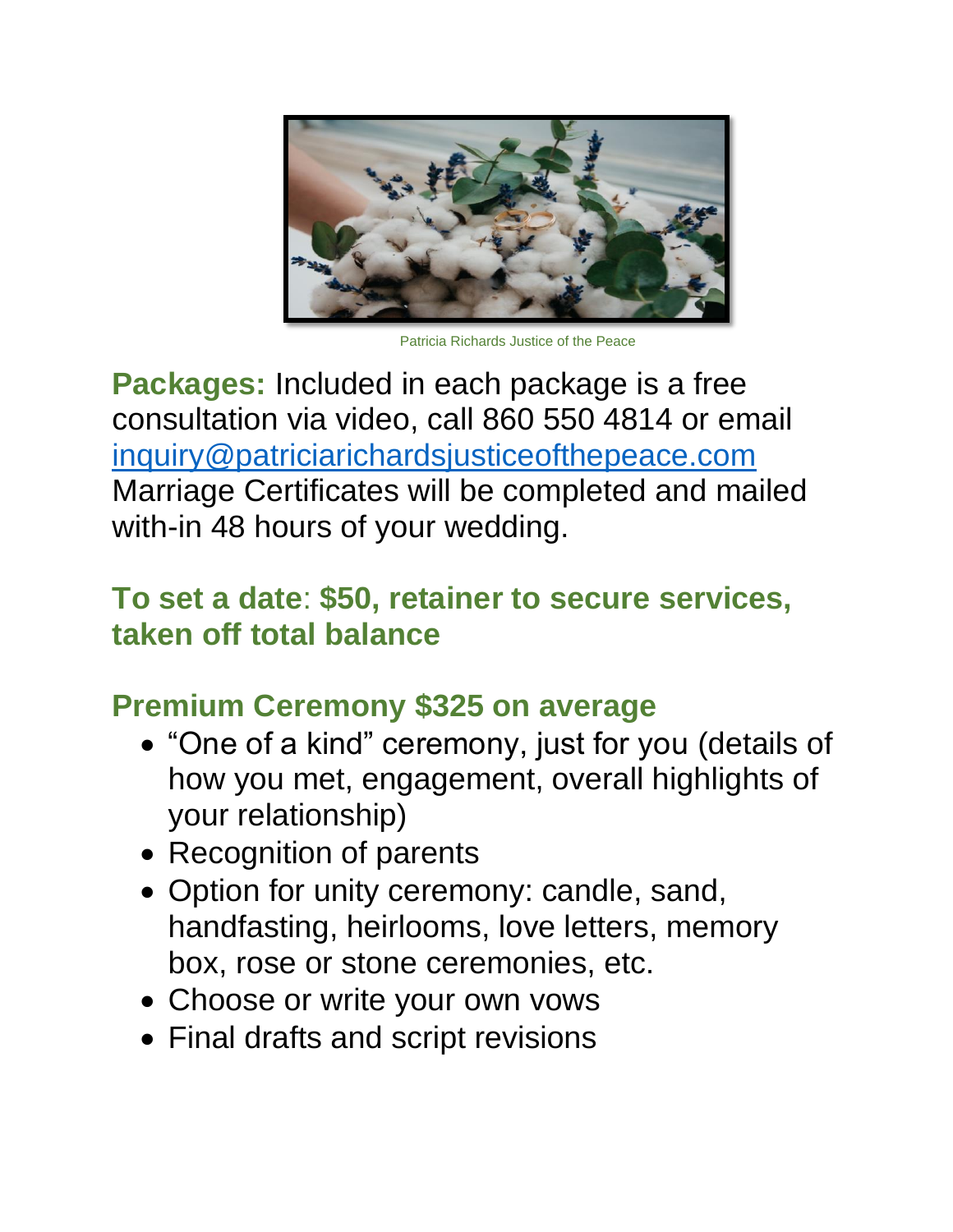Patricia Richards Justice of the Peace

**Packages:** Included in each package is a free consultation via video, call 860 550 4814 or email inquiry@patriciarichardsjusticeofthepeace.com Marriage Certificates will be completed and mailed with-in 48 hours of your wedding.

**To set a date: $50, retainer to secure services, taken off total balance**

## Premium Ceremony $325 on average

- "One of a kind" ceremony, just for you (details of how you met, engagement, overall highlights of your relationship)
- Recognition of parents
- Option for unity ceremony: candle, sand, handfasting, heirlooms, love letters, memory box, rose or stone ceremonies, etc.
- Choose or write your own vows
- Final drafts and script revisions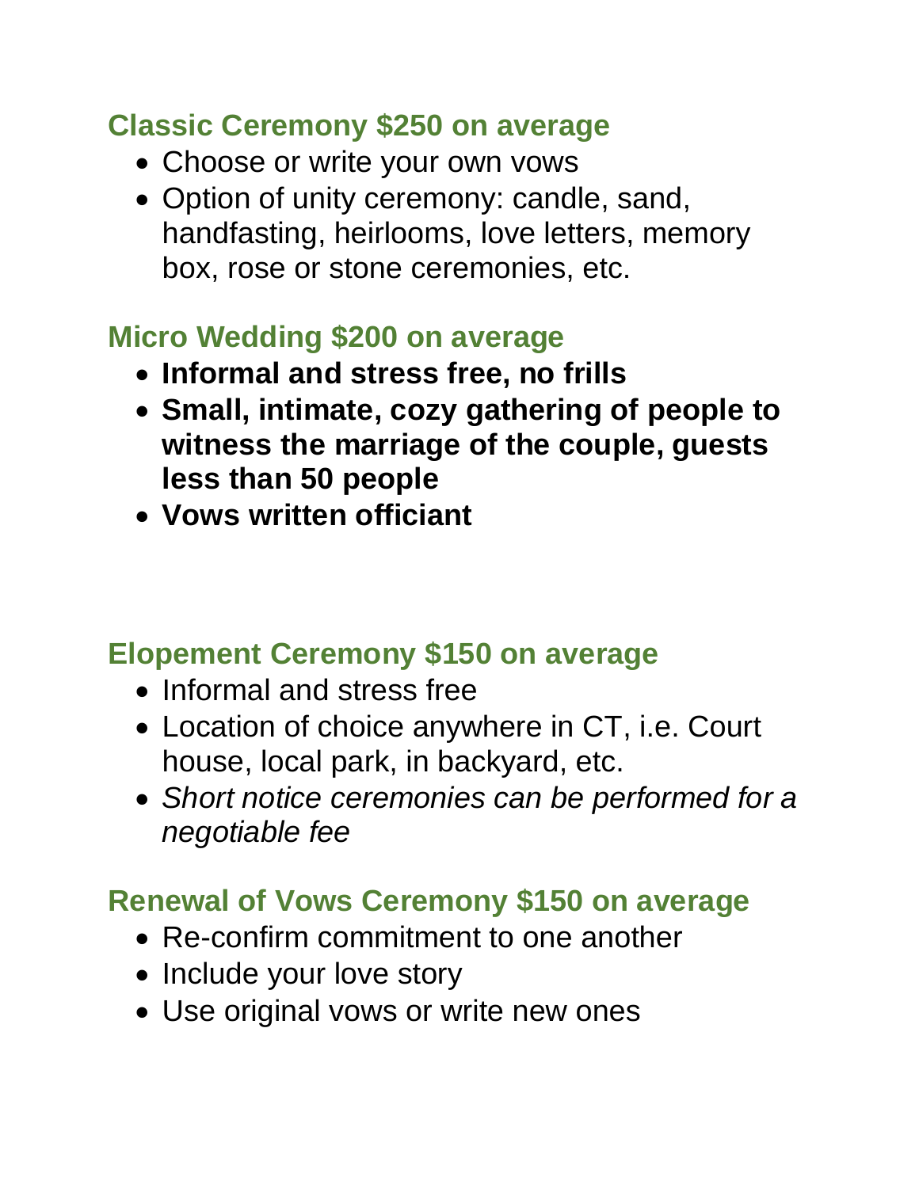### Classic Ceremony $250 on average

- Choose or write your own vows
- Option of unity ceremony: candle, sand, handfasting, heirlooms, love letters, memory box, rose or stone ceremonies, etc.

### Micro Wedding $200 on average

- **Informal and stress free, no frills**
- **Small, intimate, cozy gathering of people to witness the marriage of the couple, guests less than 50 people**
- **Vows written officiant**

### Elopement Ceremony $150 on average

- Informal and stress free
- Location of choice anywhere in CT, i.e. Court house, local park, in backyard, etc.
- *Short notice ceremonies can be performed for a negotiable fee*

### Renewal of Vows Ceremony $150 on average

- Re-confirm commitment to one another
- Include your love story
- Use original vows or write new ones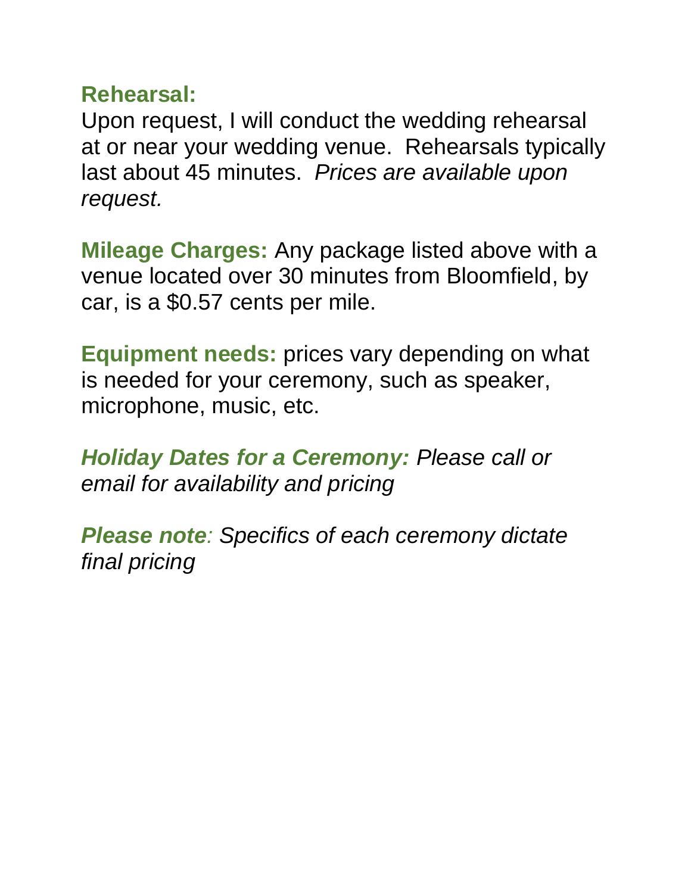**Rehearsal:**
Upon request, I will conduct the wedding rehearsal at or near your wedding venue. Rehearsals typically last about 45 minutes. *Prices are available upon request.*

**Mileage Charges:** Any package listed above with a venue located over 30 minutes from Bloomfield, by car, is a $0.57 cents per mile.

**Equipment needs:** prices vary depending on what is needed for your ceremony, such as speaker, microphone, music, etc.

***Holiday Dates for a Ceremony:*** *Please call or email for availability and pricing*

***Please note****: Specifics of each ceremony dictate final pricing*